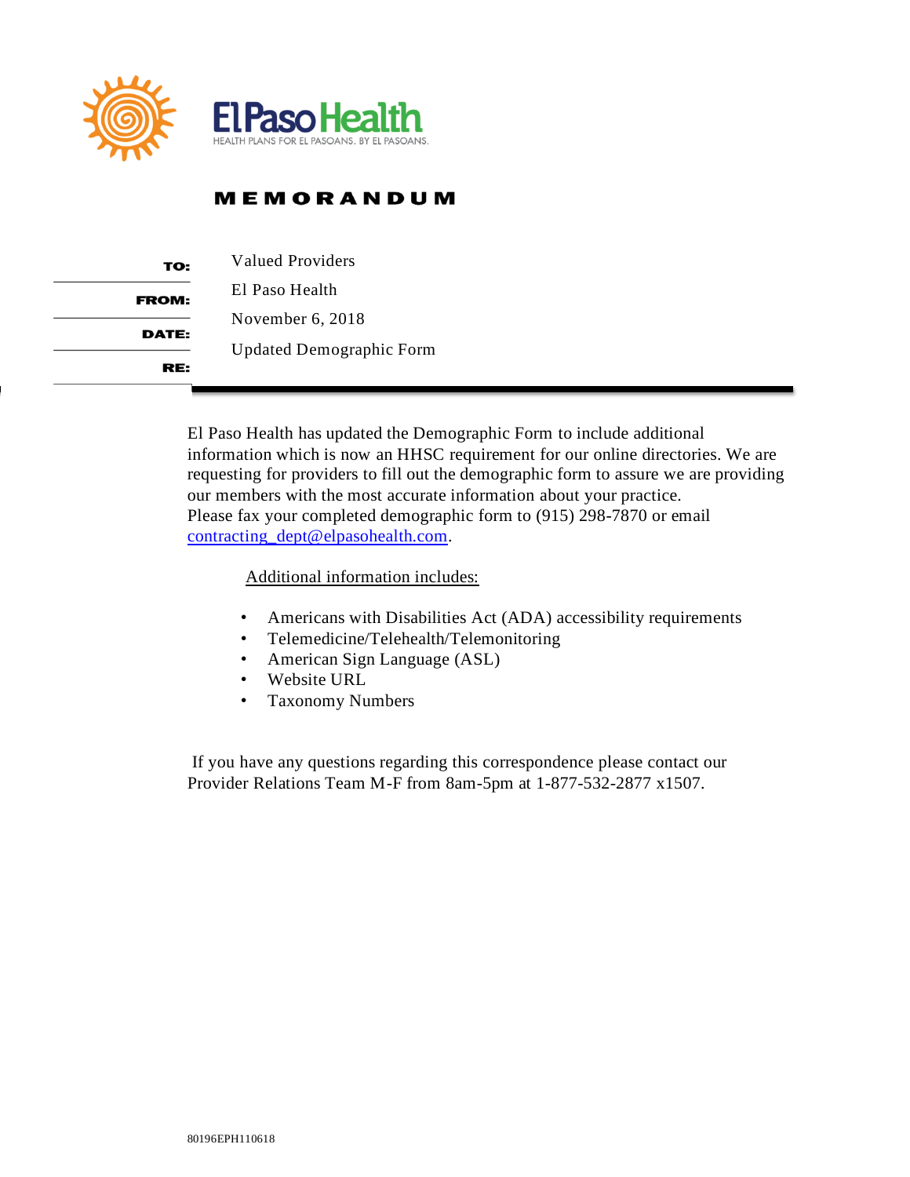El Paso Health

HEALTH PLANS FOR EL PASOANS. BY EL PASOANS.

# MEMORANDUM

| | |
|---|---|
| **TO:** | Valued Providers |
| **FROM:** | El Paso Health |
| **DATE:** | November 6, 2018 |
| **RE:** | Updated Demographic Form |

El Paso Health has updated the Demographic Form to include additional information which is now an HHSC requirement for our online directories. We are requesting for providers to fill out the demographic form to assure we are providing our members with the most accurate information about your practice.
Please fax your completed demographic form to (915) 298-7870 or email contracting_dept@elpasohealth.com.

Additional information includes:

- Americans with Disabilities Act (ADA) accessibility requirements
- Telemedicine/Telehealth/Telemonitoring
- American Sign Language (ASL)
- Website URL
- Taxonomy Numbers

If you have any questions regarding this correspondence please contact our Provider Relations Team M-F from 8am-5pm at 1-877-532-2877 x1507.

80196EPH110618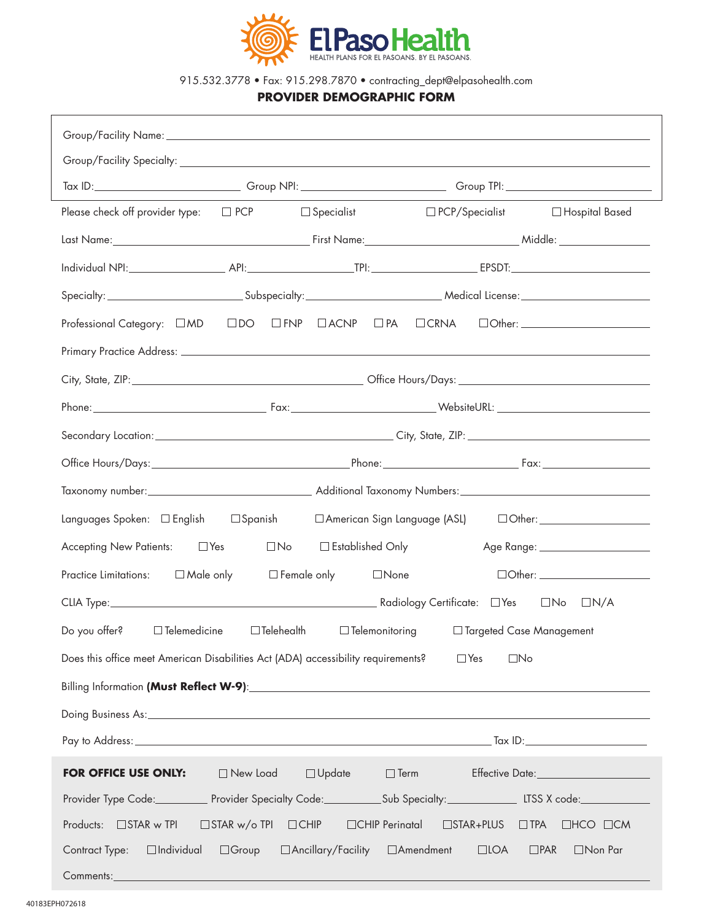El Paso Health
HEALTH PLANS FOR EL PASOANS. BY EL PASOANS.

915.532.3778 • Fax: 915.298.7870 • contracting_dept@elpasohealth.com

**PROVIDER DEMOGRAPHIC FORM**

Group/Facility Name: ______________________________

Group/Facility Specialty: ______________________________

Tax ID: ______________ Group NPI: ______________ Group TPI: ______________

Please check off provider type: ☐ PCP ☐ Specialist ☐ PCP/Specialist ☐ Hospital Based

Last Name: ______________ First Name: ______________ Middle: ______________

Individual NPI: ______________ API: ______________ TPI: ______________ EPSDT: ______________

Specialty: ______________ Subspecialty: ______________ Medical License: ______________

Professional Category: ☐ MD ☐ DO ☐ FNP ☐ ACNP ☐ PA ☐ CRNA ☐ Other: ______________

Primary Practice Address: ______________________________

City, State, ZIP: ______________ Office Hours/Days: ______________

Phone: ______________ Fax: ______________ WebsiteURL: ______________

Secondary Location: ______________ City, State, ZIP: ______________

Office Hours/Days: ______________ Phone: ______________ Fax: ______________

Taxonomy number: ______________ Additional Taxonomy Numbers: ______________

Languages Spoken: ☐ English ☐ Spanish ☐ American Sign Language (ASL) ☐ Other: ______________

Accepting New Patients: ☐ Yes ☐ No ☐ Established Only Age Range: ______________

Practice Limitations: ☐ Male only ☐ Female only ☐ None ☐ Other: ______________

CLIA Type: ______________ Radiology Certificate: ☐ Yes ☐ No ☐ N/A

Do you offer? ☐ Telemedicine ☐ Telehealth ☐ Telemonitoring ☐ Targeted Case Management

Does this office meet American Disabilities Act (ADA) accessibility requirements? ☐ Yes ☐ No

Billing Information **(Must Reflect W-9)**: ______________________________

Doing Business As: ______________________________

Pay to Address: ______________________________ Tax ID: ______________

**FOR OFFICE USE ONLY:** ☐ New Load ☐ Update ☐ Term Effective Date: ______________

Provider Type Code: ________ Provider Specialty Code: ________ Sub Specialty: ________ LTSS X code: ________

Products: ☐ STAR w TPI ☐ STAR w/o TPI ☐ CHIP ☐ CHIP Perinatal ☐ STAR+PLUS ☐ TPA ☐ HCO ☐ CM

Contract Type: ☐ Individual ☐ Group ☐ Ancillary/Facility ☐ Amendment ☐ LOA ☐ PAR ☐ Non Par

Comments: ______________________________

40183EPH072618